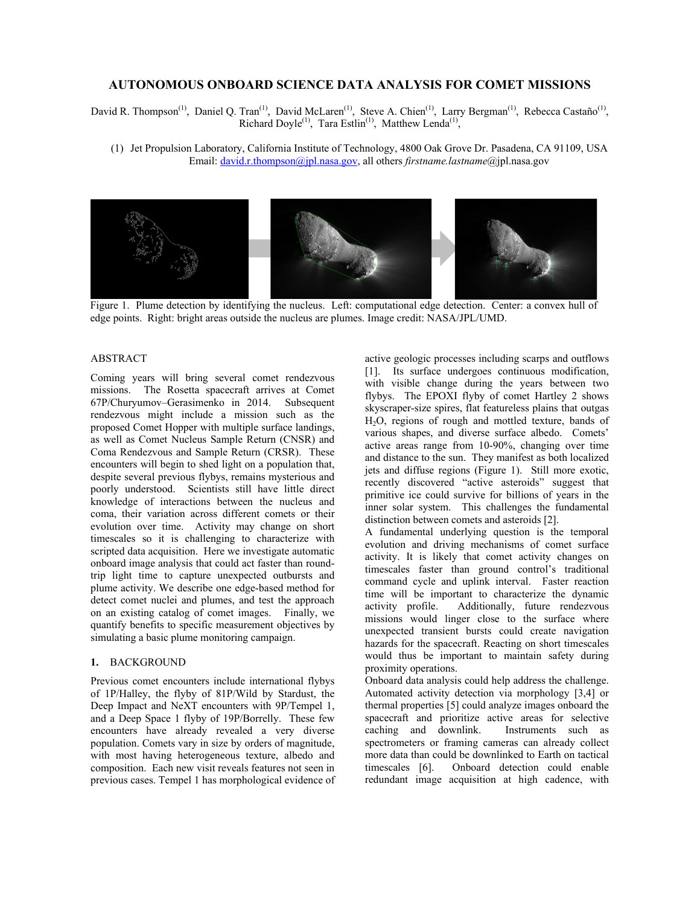# AUTONOMOUS ONBOARD SCIENCE DATA ANALYSIS FOR COMET MISSIONS

David R. Thompson[(1)], Daniel Q. Tran[(1)], David McLaren[(1)], Steve A. Chien[(1)], Larry Bergman[(1)], Rebecca Castaño[(1)], Richard Doyle[(1)], Tara Estlin[(1)], Matthew Lenda[(1)],

(1) Jet Propulsion Laboratory, California Institute of Technology, 4800 Oak Grove Dr. Pasadena, CA 91109, USA
Email: david.r.thompson@jpl.nasa.gov, all others *firstname.lastname*@jpl.nasa.gov

Figure 1. Plume detection by identifying the nucleus. Left: computational edge detection. Center: a convex hull of edge points. Right: bright areas outside the nucleus are plumes. Image credit: NASA/JPL/UMD.

## ABSTRACT

Coming years will bring several comet rendezvous missions. The Rosetta spacecraft arrives at Comet 67P/Churyumov–Gerasimenko in 2014. Subsequent rendezvous might include a mission such as the proposed Comet Hopper with multiple surface landings, as well as Comet Nucleus Sample Return (CNSR) and Coma Rendezvous and Sample Return (CRSR). These encounters will begin to shed light on a population that, despite several previous flybys, remains mysterious and poorly understood. Scientists still have little direct knowledge of interactions between the nucleus and coma, their variation across different comets or their evolution over time. Activity may change on short timescales so it is challenging to characterize with scripted data acquisition. Here we investigate automatic onboard image analysis that could act faster than round-trip light time to capture unexpected outbursts and plume activity. We describe one edge-based method for detect comet nuclei and plumes, and test the approach on an existing catalog of comet images. Finally, we quantify benefits to specific measurement objectives by simulating a basic plume monitoring campaign.

## 1. BACKGROUND

Previous comet encounters include international flybys of 1P/Halley, the flyby of 81P/Wild by Stardust, the Deep Impact and NeXT encounters with 9P/Tempel 1, and a Deep Space 1 flyby of 19P/Borrelly. These few encounters have already revealed a very diverse population. Comets vary in size by orders of magnitude, with most having heterogeneous texture, albedo and composition. Each new visit reveals features not seen in previous cases. Tempel 1 has morphological evidence of active geologic processes including scarps and outflows [1]. Its surface undergoes continuous modification, with visible change during the years between two flybys. The EPOXI flyby of comet Hartley 2 shows skyscraper-size spires, flat featureless plains that outgas $H_2O$, regions of rough and mottled texture, bands of various shapes, and diverse surface albedo. Comets' active areas range from 10-90%, changing over time and distance to the sun. They manifest as both localized jets and diffuse regions (Figure 1). Still more exotic, recently discovered "active asteroids" suggest that primitive ice could survive for billions of years in the inner solar system. This challenges the fundamental distinction between comets and asteroids [2].

A fundamental underlying question is the temporal evolution and driving mechanisms of comet surface activity. It is likely that comet activity changes on timescales faster than ground control's traditional command cycle and uplink interval. Faster reaction time will be important to characterize the dynamic activity profile. Additionally, future rendezvous missions would linger close to the surface where unexpected transient bursts could create navigation hazards for the spacecraft. Reacting on short timescales would thus be important to maintain safety during proximity operations.

Onboard data analysis could help address the challenge. Automated activity detection via morphology [3,4] or thermal properties [5] could analyze images onboard the spacecraft and prioritize active areas for selective caching and downlink. Instruments such as spectrometers or framing cameras can already collect more data than could be downlinked to Earth on tactical timescales [6]. Onboard detection could enable redundant image acquisition at high cadence, with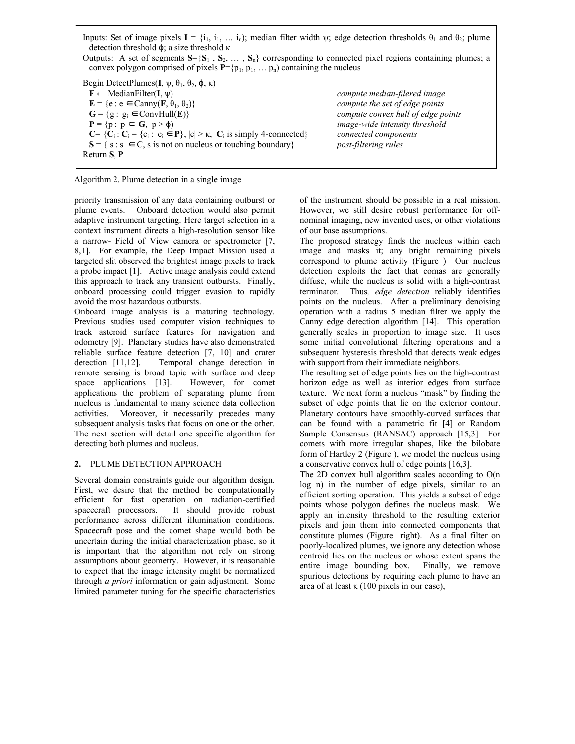Inputs: Set of image pixels $\mathbf{I} = \{i_1, i_1, \ldots i_n\}$; median filter width $\psi$; edge detection thresholds $\theta_1$ and $\theta_2$; plume detection threshold $\varphi$; a size threshold $\kappa$

Outputs: A set of segments $\mathbf{S}=\{\mathbf{S}_1, \mathbf{S}_2, \ldots, \mathbf{S}_n\}$ corresponding to connected pixel regions containing plumes; a convex polygon comprised of pixels $\mathbf{P}=\{p_1, p_1, \ldots p_n\}$ containing the nucleus

```
Begin DetectPlumes(I, ψ, θ1, θ2, φ, κ)
  F ← MedianFilter(I, ψ)                                     compute median-filered image
  E = {e : e ∈Canny(F, θ1, θ2)}                              compute the set of edge points
  G = {g : gi ∈ConvHull(E)}                                  compute convex hull of edge points
  P = {p : p ∈ G, p > φ)                                     image-wide intensity threshold
  C= {Ci : Ci = {ci : ci ∈P}, |c| > κ, Ci is simply 4-connected}   connected components
  S = { s : s ∈C, s is not on nucleus or touching boundary}  post-filtering rules
Return S, P
```

Algorithm 2. Plume detection in a single image

priority transmission of any data containing outburst or plume events. Onboard detection would also permit adaptive instrument targeting. Here target selection in a context instrument directs a high-resolution sensor like a narrow- Field of View camera or spectrometer [7, 8,1]. For example, the Deep Impact Mission used a targeted slit observed the brightest image pixels to track a probe impact [1]. Active image analysis could extend this approach to track any transient outbursts. Finally, onboard processing could trigger evasion to rapidly avoid the most hazardous outbursts.

Onboard image analysis is a maturing technology. Previous studies used computer vision techniques to track asteroid surface features for navigation and odometry [9]. Planetary studies have also demonstrated reliable surface feature detection [7, 10] and crater detection [11,12]. Temporal change detection in remote sensing is broad topic with surface and deep space applications [13]. However, for comet applications the problem of separating plume from nucleus is fundamental to many science data collection activities. Moreover, it necessarily precedes many subsequent analysis tasks that focus on one or the other. The next section will detail one specific algorithm for detecting both plumes and nucleus.

## 2. PLUME DETECTION APPROACH

Several domain constraints guide our algorithm design. First, we desire that the method be computationally efficient for fast operation on radiation-certified spacecraft processors. It should provide robust performance across different illumination conditions. Spacecraft pose and the comet shape would both be uncertain during the initial characterization phase, so it is important that the algorithm not rely on strong assumptions about geometry. However, it is reasonable to expect that the image intensity might be normalized through *a priori* information or gain adjustment. Some limited parameter tuning for the specific characteristics of the instrument should be possible in a real mission. However, we still desire robust performance for off-nominal imaging, new invented uses, or other violations of our base assumptions.

The proposed strategy finds the nucleus within each image and masks it; any bright remaining pixels correspond to plume activity (Figure ) Our nucleus detection exploits the fact that comas are generally diffuse, while the nucleus is solid with a high-contrast terminator. Thus, *edge detection* reliably identifies points on the nucleus. After a preliminary denoising operation with a radius 5 median filter we apply the Canny edge detection algorithm [14]. This operation generally scales in proportion to image size. It uses some initial convolutional filtering operations and a subsequent hysteresis threshold that detects weak edges with support from their immediate neighbors.

The resulting set of edge points lies on the high-contrast horizon edge as well as interior edges from surface texture. We next form a nucleus "mask" by finding the subset of edge points that lie on the exterior contour. Planetary contours have smoothly-curved surfaces that can be found with a parametric fit [4] or Random Sample Consensus (RANSAC) approach [15,3] For comets with more irregular shapes, like the bilobate form of Hartley 2 (Figure ), we model the nucleus using a conservative convex hull of edge points [16,3].

The 2D convex hull algorithm scales according to O(n log n) in the number of edge pixels, similar to an efficient sorting operation. This yields a subset of edge points whose polygon defines the nucleus mask. We apply an intensity threshold to the resulting exterior pixels and join them into connected components that constitute plumes (Figure right). As a final filter on poorly-localized plumes, we ignore any detection whose centroid lies on the nucleus or whose extent spans the entire image bounding box. Finally, we remove spurious detections by requiring each plume to have an area of at least $\kappa$ (100 pixels in our case),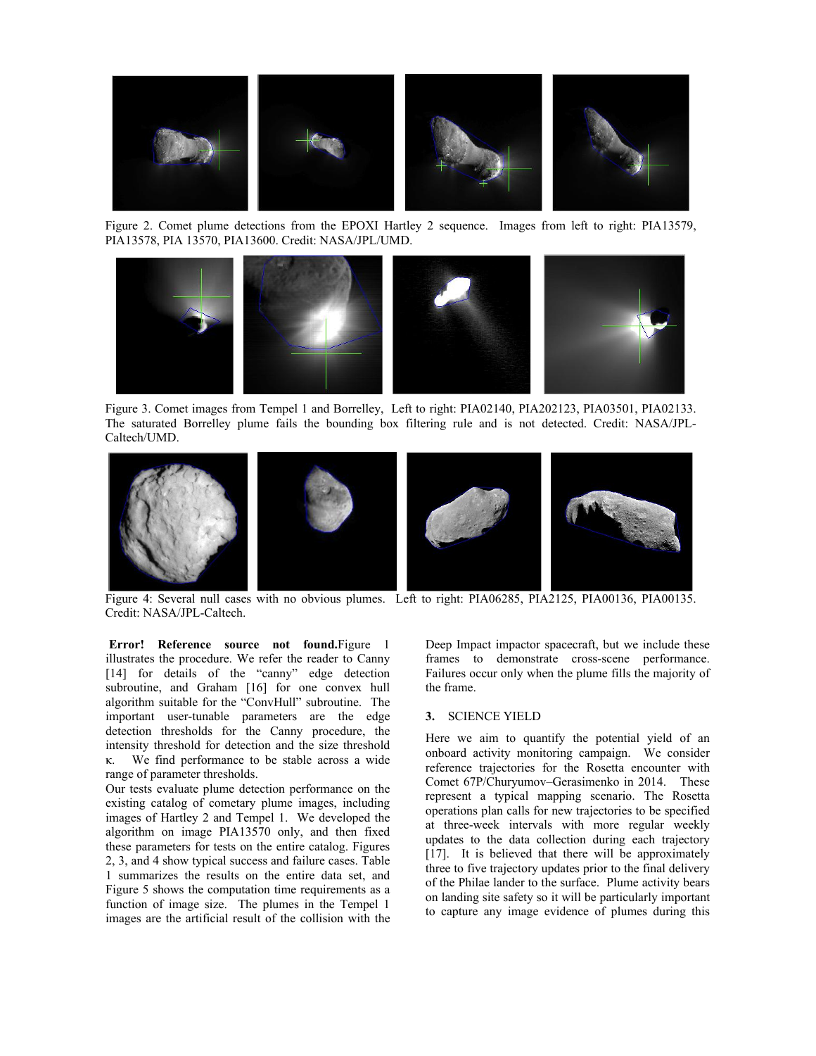Figure 2. Comet plume detections from the EPOXI Hartley 2 sequence. Images from left to right: PIA13579, PIA13578, PIA 13570, PIA13600. Credit: NASA/JPL/UMD.

Figure 3. Comet images from Tempel 1 and Borrelley, Left to right: PIA02140, PIA202123, PIA03501, PIA02133. The saturated Borrelley plume fails the bounding box filtering rule and is not detected. Credit: NASA/JPL-Caltech/UMD.

Figure 4: Several null cases with no obvious plumes. Left to right: PIA06285, PIA2125, PIA00136, PIA00135. Credit: NASA/JPL-Caltech.

**Error! Reference source not found.**Figure 1 illustrates the procedure. We refer the reader to Canny [14] for details of the "canny" edge detection subroutine, and Graham [16] for one convex hull algorithm suitable for the "ConvHull" subroutine. The important user-tunable parameters are the edge detection thresholds for the Canny procedure, the intensity threshold for detection and the size threshold $\kappa$. We find performance to be stable across a wide range of parameter thresholds.

Our tests evaluate plume detection performance on the existing catalog of cometary plume images, including images of Hartley 2 and Tempel 1. We developed the algorithm on image PIA13570 only, and then fixed these parameters for tests on the entire catalog. Figures 2, 3, and 4 show typical success and failure cases. Table 1 summarizes the results on the entire data set, and Figure 5 shows the computation time requirements as a function of image size. The plumes in the Tempel 1 images are the artificial result of the collision with the Deep Impact impactor spacecraft, but we include these frames to demonstrate cross-scene performance. Failures occur only when the plume fills the majority of the frame.

## 3. SCIENCE YIELD

Here we aim to quantify the potential yield of an onboard activity monitoring campaign. We consider reference trajectories for the Rosetta encounter with Comet 67P/Churyumov–Gerasimenko in 2014. These represent a typical mapping scenario. The Rosetta operations plan calls for new trajectories to be specified at three-week intervals with more regular weekly updates to the data collection during each trajectory [17]. It is believed that there will be approximately three to five trajectory updates prior to the final delivery of the Philae lander to the surface. Plume activity bears on landing site safety so it will be particularly important to capture any image evidence of plumes during this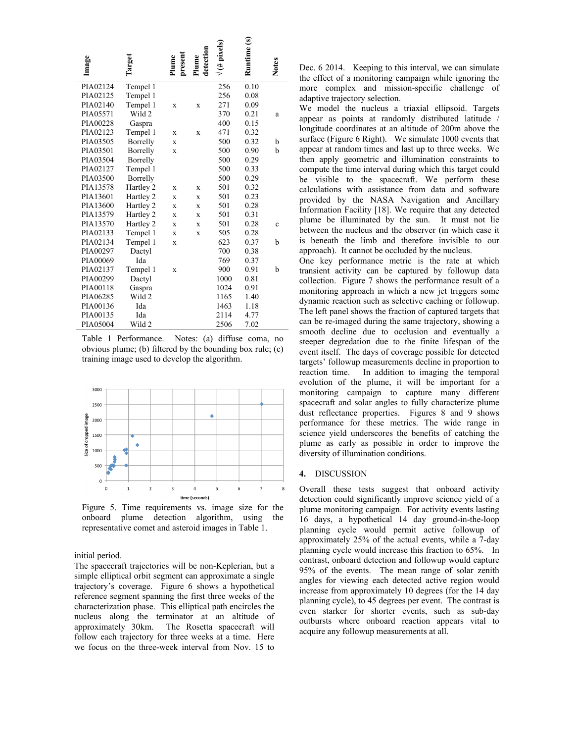| Image | Target | Plume present | Plume detection | √(# pixels) | Runtime (s) | Notes |
|---|---|---|---|---|---|---|
| PIA02124 | Tempel 1 | | | 256 | 0.10 | |
| PIA02125 | Tempel 1 | | | 256 | 0.08 | |
| PIA02140 | Tempel 1 | x | x | 271 | 0.09 | |
| PIA05571 | Wild 2 | | | 370 | 0.21 | a |
| PIA00228 | Gaspra | | | 400 | 0.15 | |
| PIA02123 | Tempel 1 | x | x | 471 | 0.32 | |
| PIA03505 | Borrelly | x | | 500 | 0.32 | b |
| PIA03501 | Borrelly | x | | 500 | 0.90 | b |
| PIA03504 | Borrelly | | | 500 | 0.29 | |
| PIA02127 | Tempel 1 | | | 500 | 0.33 | |
| PIA03500 | Borrelly | | | 500 | 0.29 | |
| PIA13578 | Hartley 2 | x | x | 501 | 0.32 | |
| PIA13601 | Hartley 2 | x | x | 501 | 0.23 | |
| PIA13600 | Hartley 2 | x | x | 501 | 0.28 | |
| PIA13579 | Hartley 2 | x | x | 501 | 0.31 | |
| PIA13570 | Hartley 2 | x | x | 501 | 0.28 | c |
| PIA02133 | Tempel 1 | x | x | 505 | 0.28 | |
| PIA02134 | Tempel 1 | x | | 623 | 0.37 | b |
| PIA00297 | Dactyl | | | 700 | 0.38 | |
| PIA00069 | Ida | | | 769 | 0.37 | |
| PIA02137 | Tempel 1 | x | | 900 | 0.91 | b |
| PIA00299 | Dactyl | | | 1000 | 0.81 | |
| PIA00118 | Gaspra | | | 1024 | 0.91 | |
| PIA06285 | Wild 2 | | | 1165 | 1.40 | |
| PIA00136 | Ida | | | 1463 | 1.18 | |
| PIA00135 | Ida | | | 2114 | 4.77 | |
| PIA05004 | Wild 2 | | | 2506 | 7.02 | |

Table 1 Performance. Notes: (a) diffuse coma, no obvious plume; (b) filtered by the bounding box rule; (c) training image used to develop the algorithm.

Figure 5. Time requirements vs. image size for the onboard plume detection algorithm, using the representative comet and asteroid images in Table 1.

initial period.

The spacecraft trajectories will be non-Keplerian, but a simple elliptical orbit segment can approximate a single trajectory's coverage. Figure 6 shows a hypothetical reference segment spanning the first three weeks of the characterization phase. This elliptical path encircles the nucleus along the terminator at an altitude of approximately 30km. The Rosetta spacecraft will follow each trajectory for three weeks at a time. Here we focus on the three-week interval from Nov. 15 to Dec. 6 2014. Keeping to this interval, we can simulate the effect of a monitoring campaign while ignoring the more complex and mission-specific challenge of adaptive trajectory selection.

We model the nucleus a triaxial ellipsoid. Targets appear as points at randomly distributed latitude / longitude coordinates at an altitude of 200m above the surface (Figure 6 Right). We simulate 1000 events that appear at random times and last up to three weeks. We then apply geometric and illumination constraints to compute the time interval during which this target could be visible to the spacecraft. We perform these calculations with assistance from data and software provided by the NASA Navigation and Ancillary Information Facility [18]. We require that any detected plume be illuminated by the sun. It must not lie between the nucleus and the observer (in which case it is beneath the limb and therefore invisible to our approach). It cannot be occluded by the nucleus.

One key performance metric is the rate at which transient activity can be captured by followup data collection. Figure 7 shows the performance result of a monitoring approach in which a new jet triggers some dynamic reaction such as selective caching or followup. The left panel shows the fraction of captured targets that can be re-imaged during the same trajectory, showing a smooth decline due to occlusion and eventually a steeper degradation due to the finite lifespan of the event itself. The days of coverage possible for detected targets' followup measurements decline in proportion to reaction time. In addition to imaging the temporal evolution of the plume, it will be important for a monitoring campaign to capture many different spacecraft and solar angles to fully characterize plume dust reflectance properties. Figures 8 and 9 shows performance for these metrics. The wide range in science yield underscores the benefits of catching the plume as early as possible in order to improve the diversity of illumination conditions.

## 4. DISCUSSION

Overall these tests suggest that onboard activity detection could significantly improve science yield of a plume monitoring campaign. For activity events lasting 16 days, a hypothetical 14 day ground-in-the-loop planning cycle would permit active followup of approximately 25% of the actual events, while a 7-day planning cycle would increase this fraction to 65%. In contrast, onboard detection and followup would capture 95% of the events. The mean range of solar zenith angles for viewing each detected active region would increase from approximately 10 degrees (for the 14 day planning cycle), to 45 degrees per event. The contrast is even starker for shorter events, such as sub-day outbursts where onboard reaction appears vital to acquire any followup measurements at all.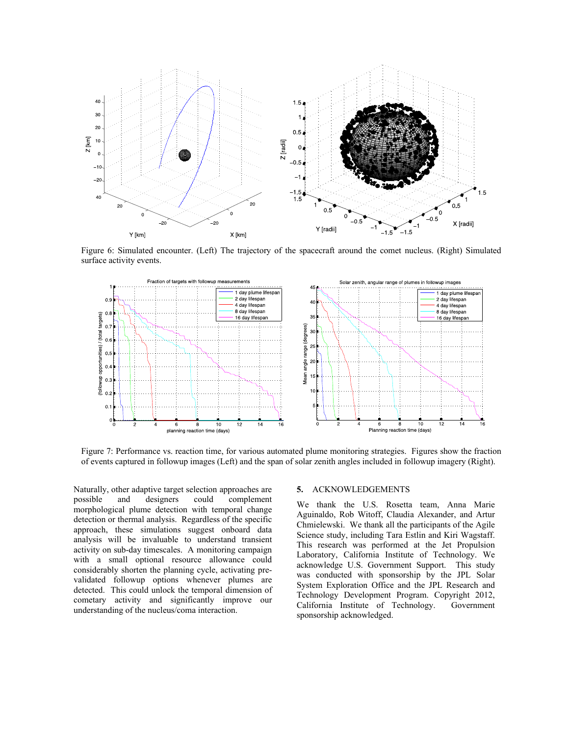Figure 6: Simulated encounter. (Left) The trajectory of the spacecraft around the comet nucleus. (Right) Simulated surface activity events.

Figure 7: Performance vs. reaction time, for various automated plume monitoring strategies. Figures show the fraction of events captured in followup images (Left) and the span of solar zenith angles included in followup imagery (Right).

Naturally, other adaptive target selection approaches are possible and designers could complement morphological plume detection with temporal change detection or thermal analysis. Regardless of the specific approach, these simulations suggest onboard data analysis will be invaluable to understand transient activity on sub-day timescales. A monitoring campaign with a small optional resource allowance could considerably shorten the planning cycle, activating pre-validated followup options whenever plumes are detected. This could unlock the temporal dimension of cometary activity and significantly improve our understanding of the nucleus/coma interaction.

## 5. ACKNOWLEDGEMENTS

We thank the U.S. Rosetta team, Anna Marie Aguinaldo, Rob Witoff, Claudia Alexander, and Artur Chmielewski. We thank all the participants of the Agile Science study, including Tara Estlin and Kiri Wagstaff. This research was performed at the Jet Propulsion Laboratory, California Institute of Technology. We acknowledge U.S. Government Support. This study was conducted with sponsorship by the JPL Solar System Exploration Office and the JPL Research and Technology Development Program. Copyright 2012, California Institute of Technology. Government sponsorship acknowledged.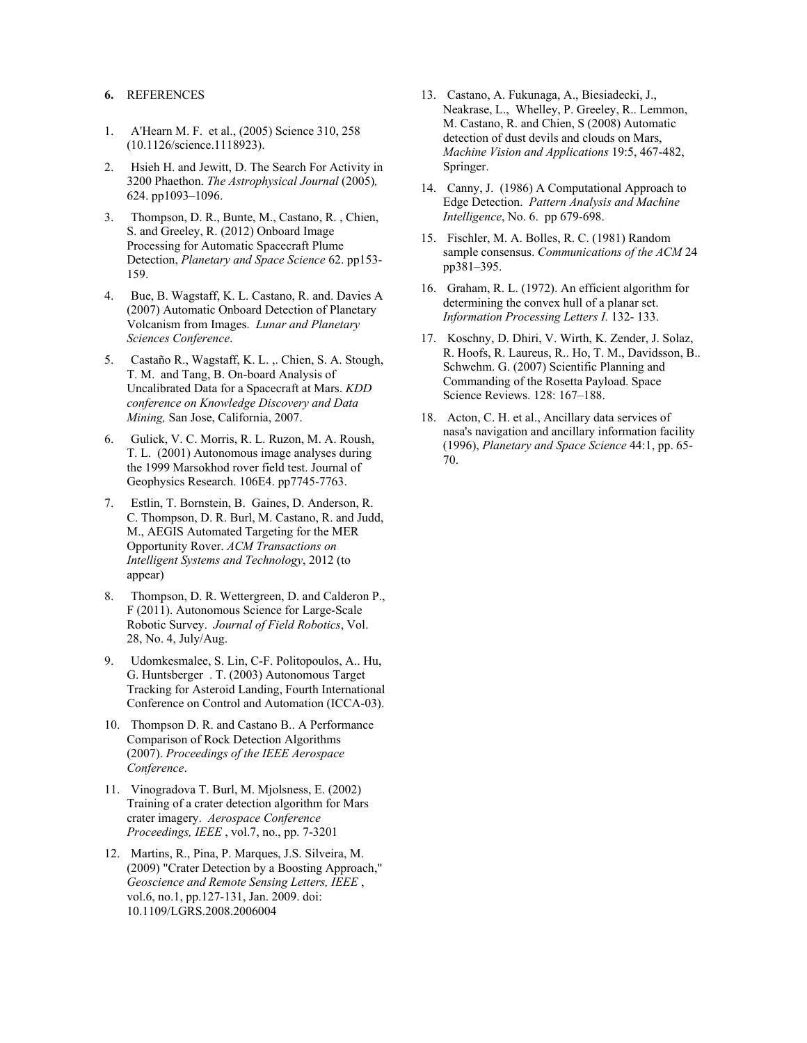## 6. REFERENCES

1. A'Hearn M. F. et al., (2005) Science 310, 258 (10.1126/science.1118923).

2. Hsieh H. and Jewitt, D. The Search For Activity in 3200 Phaethon. *The Astrophysical Journal* (2005), 624. pp1093–1096.

3. Thompson, D. R., Bunte, M., Castano, R. , Chien, S. and Greeley, R. (2012) Onboard Image Processing for Automatic Spacecraft Plume Detection, *Planetary and Space Science* 62. pp153-159.

4. Bue, B. Wagstaff, K. L. Castano, R. and. Davies A (2007) Automatic Onboard Detection of Planetary Volcanism from Images. *Lunar and Planetary Sciences Conference*.

5. Castaño R., Wagstaff, K. L. ,. Chien, S. A. Stough, T. M. and Tang, B. On-board Analysis of Uncalibrated Data for a Spacecraft at Mars. *KDD conference on Knowledge Discovery and Data Mining,* San Jose, California, 2007.

6. Gulick, V. C. Morris, R. L. Ruzon, M. A. Roush, T. L. (2001) Autonomous image analyses during the 1999 Marsokhod rover field test. Journal of Geophysics Research. 106E4. pp7745-7763.

7. Estlin, T. Bornstein, B. Gaines, D. Anderson, R. C. Thompson, D. R. Burl, M. Castano, R. and Judd, M., AEGIS Automated Targeting for the MER Opportunity Rover. *ACM Transactions on Intelligent Systems and Technology*, 2012 (to appear)

8. Thompson, D. R. Wettergreen, D. and Calderon P., F (2011). Autonomous Science for Large-Scale Robotic Survey. *Journal of Field Robotics*, Vol. 28, No. 4, July/Aug.

9. Udomkesmalee, S. Lin, C-F. Politopoulos, A.. Hu, G. Huntsberger . T. (2003) Autonomous Target Tracking for Asteroid Landing, Fourth International Conference on Control and Automation (ICCA-03).

10. Thompson D. R. and Castano B.. A Performance Comparison of Rock Detection Algorithms (2007). *Proceedings of the IEEE Aerospace Conference*.

11. Vinogradova T. Burl, M. Mjolsness, E. (2002) Training of a crater detection algorithm for Mars crater imagery. *Aerospace Conference Proceedings, IEEE* , vol.7, no., pp. 7-3201

12. Martins, R., Pina, P. Marques, J.S. Silveira, M. (2009) "Crater Detection by a Boosting Approach," *Geoscience and Remote Sensing Letters, IEEE* , vol.6, no.1, pp.127-131, Jan. 2009. doi: 10.1109/LGRS.2008.2006004

13. Castano, A. Fukunaga, A., Biesiadecki, J., Neakrase, L., Whelley, P. Greeley, R.. Lemmon, M. Castano, R. and Chien, S (2008) Automatic detection of dust devils and clouds on Mars, *Machine Vision and Applications* 19:5, 467-482, Springer.

14. Canny, J. (1986) A Computational Approach to Edge Detection. *Pattern Analysis and Machine Intelligence*, No. 6. pp 679-698.

15. Fischler, M. A. Bolles, R. C. (1981) Random sample consensus. *Communications of the ACM* 24 pp381–395.

16. Graham, R. L. (1972). An efficient algorithm for determining the convex hull of a planar set. *Information Processing Letters I.* 132- 133.

17. Koschny, D. Dhiri, V. Wirth, K. Zender, J. Solaz, R. Hoofs, R. Laureus, R.. Ho, T. M., Davidsson, B.. Schwehm. G. (2007) Scientific Planning and Commanding of the Rosetta Payload. Space Science Reviews. 128: 167–188.

18. Acton, C. H. et al., Ancillary data services of nasa's navigation and ancillary information facility (1996), *Planetary and Space Science* 44:1, pp. 65-70.